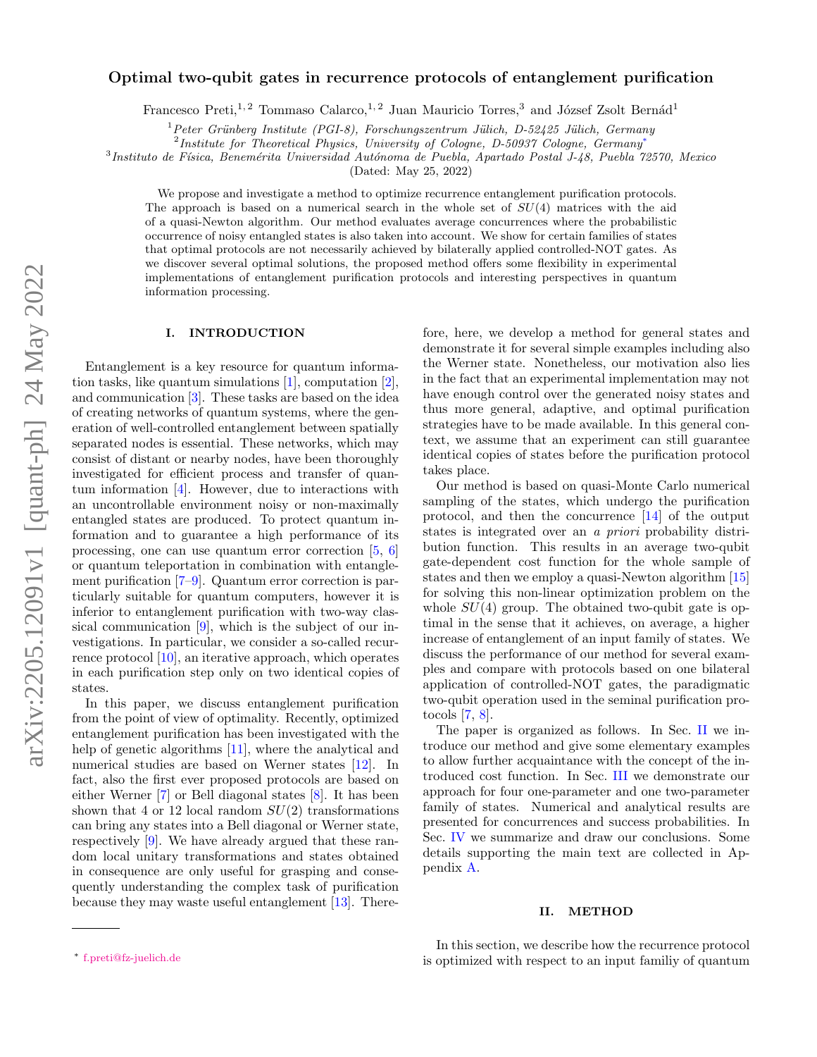# Optimal two-qubit gates in recurrence protocols of entanglement purification

Francesco Preti,[1,2] Tommaso Calarco,[1,2] Juan Mauricio Torres,[3] and József Zsolt Bernád[1]

[1] *Peter Grünberg Institute (PGI-8), Forschungszentrum Jülich, D-52425 Jülich, Germany*
[2] *Institute for Theoretical Physics, University of Cologne, D-50937 Cologne, Germany*[*]
[3] *Instituto de Física, Benemérita Universidad Autónoma de Puebla, Apartado Postal J-48, Puebla 72570, Mexico*

(Dated: May 25, 2022)

We propose and investigate a method to optimize recurrence entanglement purification protocols. The approach is based on a numerical search in the whole set of $SU(4)$ matrices with the aid of a quasi-Newton algorithm. Our method evaluates average concurrences where the probabilistic occurrence of noisy entangled states is also taken into account. We show for certain families of states that optimal protocols are not necessarily achieved by bilaterally applied controlled-NOT gates. As we discover several optimal solutions, the proposed method offers some flexibility in experimental implementations of entanglement purification protocols and interesting perspectives in quantum information processing.

## I. INTRODUCTION

Entanglement is a key resource for quantum information tasks, like quantum simulations [1], computation [2], and communication [3]. These tasks are based on the idea of creating networks of quantum systems, where the generation of well-controlled entanglement between spatially separated nodes is essential. These networks, which may consist of distant or nearby nodes, have been thoroughly investigated for efficient process and transfer of quantum information [4]. However, due to interactions with an uncontrollable environment noisy or non-maximally entangled states are produced. To protect quantum information and to guarantee a high performance of its processing, one can use quantum error correction [5, 6] or quantum teleportation in combination with entanglement purification [7–9]. Quantum error correction is particularly suitable for quantum computers, however it is inferior to entanglement purification with two-way classical communication [9], which is the subject of our investigations. In particular, we consider a so-called recurrence protocol [10], an iterative approach, which operates in each purification step only on two identical copies of states.

In this paper, we discuss entanglement purification from the point of view of optimality. Recently, optimized entanglement purification has been investigated with the help of genetic algorithms [11], where the analytical and numerical studies are based on Werner states [12]. In fact, also the first ever proposed protocols are based on either Werner [7] or Bell diagonal states [8]. It has been shown that 4 or 12 local random $SU(2)$ transformations can bring any states into a Bell diagonal or Werner state, respectively [9]. We have already argued that these random local unitary transformations and states obtained in consequence are only useful for grasping and consequently understanding the complex task of purification because they may waste useful entanglement [13]. Therefore, here, we develop a method for general states and demonstrate it for several simple examples including also the Werner state. Nonetheless, our motivation also lies in the fact that an experimental implementation may not have enough control over the generated noisy states and thus more general, adaptive, and optimal purification strategies have to be made available. In this general context, we assume that an experiment can still guarantee identical copies of states before the purification protocol takes place.

Our method is based on quasi-Monte Carlo numerical sampling of the states, which undergo the purification protocol, and then the concurrence [14] of the output states is integrated over an *a priori* probability distribution function. This results in an average two-qubit gate-dependent cost function for the whole sample of states and then we employ a quasi-Newton algorithm [15] for solving this non-linear optimization problem on the whole $SU(4)$ group. The obtained two-qubit gate is optimal in the sense that it achieves, on average, a higher increase of entanglement of an input family of states. We discuss the performance of our method for several examples and compare with protocols based on one bilateral application of controlled-NOT gates, the paradigmatic two-qubit operation used in the seminal purification protocols [7, 8].

The paper is organized as follows. In Sec. II we introduce our method and give some elementary examples to allow further acquaintance with the concept of the introduced cost function. In Sec. III we demonstrate our approach for four one-parameter and one two-parameter family of states. Numerical and analytical results are presented for concurrences and success probabilities. In Sec. IV we summarize and draw our conclusions. Some details supporting the main text are collected in Appendix A.

## II. METHOD

In this section, we describe how the recurrence protocol is optimized with respect to an input familiy of quantum

[*] f.preti@fz-juelich.de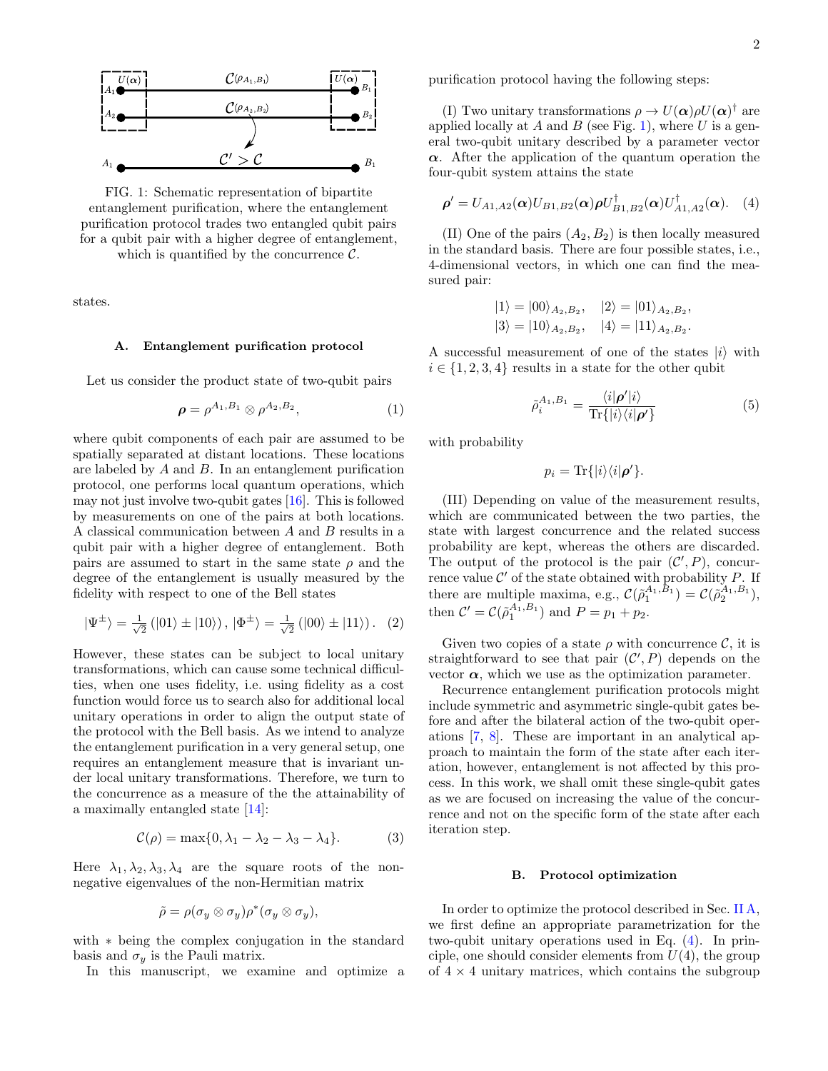FIG. 1: Schematic representation of bipartite entanglement purification, where the entanglement purification protocol trades two entangled qubit pairs for a qubit pair with a higher degree of entanglement, which is quantified by the concurrence $\mathcal{C}$.

states.

### A. Entanglement purification protocol

Let us consider the product state of two-qubit pairs

$$\boldsymbol{\rho} = \rho^{A_1,B_1} \otimes \rho^{A_2,B_2}, \tag{1}$$

where qubit components of each pair are assumed to be spatially separated at distant locations. These locations are labeled by $A$ and $B$. In an entanglement purification protocol, one performs local quantum operations, which may not just involve two-qubit gates [16]. This is followed by measurements on one of the pairs at both locations. A classical communication between $A$ and $B$ results in a qubit pair with a higher degree of entanglement. Both pairs are assumed to start in the same state $\rho$ and the degree of the entanglement is usually measured by the fidelity with respect to one of the Bell states

$$|\Psi^{\pm}\rangle = \tfrac{1}{\sqrt{2}}\left(|01\rangle \pm |10\rangle\right), \; |\Phi^{\pm}\rangle = \tfrac{1}{\sqrt{2}}\left(|00\rangle \pm |11\rangle\right). \tag{2}$$

However, these states can be subject to local unitary transformations, which can cause some technical difficulties, when one uses fidelity, i.e. using fidelity as a cost function would force us to search also for additional local unitary operations in order to align the output state of the protocol with the Bell basis. As we intend to analyze the entanglement purification in a very general setup, one requires an entanglement measure that is invariant under local unitary transformations. Therefore, we turn to the concurrence as a measure of the the attainability of a maximally entangled state [14]:

$$\mathcal{C}(\rho) = \max\{0, \lambda_1 - \lambda_2 - \lambda_3 - \lambda_4\}. \tag{3}$$

Here $\lambda_1, \lambda_2, \lambda_3, \lambda_4$ are the square roots of the non-negative eigenvalues of the non-Hermitian matrix

$$\tilde{\rho} = \rho(\sigma_y \otimes \sigma_y)\rho^*(\sigma_y \otimes \sigma_y),$$

with $*$ being the complex conjugation in the standard basis and $\sigma_y$ is the Pauli matrix.

In this manuscript, we examine and optimize a purification protocol having the following steps:

(I) Two unitary transformations $\rho \to U(\boldsymbol{\alpha})\rho U(\boldsymbol{\alpha})^\dagger$ are applied locally at $A$ and $B$ (see Fig. 1), where $U$ is a general two-qubit unitary described by a parameter vector $\boldsymbol{\alpha}$. After the application of the quantum operation the four-qubit system attains the state

$$\boldsymbol{\rho}' = U_{A1,A2}(\boldsymbol{\alpha})U_{B1,B2}(\boldsymbol{\alpha})\boldsymbol{\rho}U^\dagger_{B1,B2}(\boldsymbol{\alpha})U^\dagger_{A1,A2}(\boldsymbol{\alpha}). \tag{4}$$

(II) One of the pairs $(A_2, B_2)$ is then locally measured in the standard basis. There are four possible states, i.e., 4-dimensional vectors, in which one can find the measured pair:

$$|1\rangle = |00\rangle_{A_2,B_2}, \quad |2\rangle = |01\rangle_{A_2,B_2},$$
$$|3\rangle = |10\rangle_{A_2,B_2}, \quad |4\rangle = |11\rangle_{A_2,B_2}.$$

A successful measurement of one of the states $|i\rangle$ with $i \in \{1,2,3,4\}$ results in a state for the other qubit

$$\tilde{\rho}_i^{A_1,B_1} = \frac{\langle i|\boldsymbol{\rho}'|i\rangle}{\mathrm{Tr}\{|i\rangle\langle i|\boldsymbol{\rho}'\}} \tag{5}$$

with probability

$$p_i = \mathrm{Tr}\{|i\rangle\langle i|\boldsymbol{\rho}'\}.$$

(III) Depending on value of the measurement results, which are communicated between the two parties, the state with largest concurrence and the related success probability are kept, whereas the others are discarded. The output of the protocol is the pair $(\mathcal{C}', P)$, concurrence value $\mathcal{C}'$ of the state obtained with probability $P$. If there are multiple maxima, e.g., $\mathcal{C}(\tilde{\rho}_1^{A_1,B_1}) = \mathcal{C}(\tilde{\rho}_2^{A_1,B_1})$, then $\mathcal{C}' = \mathcal{C}(\tilde{\rho}_1^{A_1,B_1})$ and $P = p_1 + p_2$.

Given two copies of a state $\rho$ with concurrence $\mathcal{C}$, it is straightforward to see that pair $(\mathcal{C}', P)$ depends on the vector $\boldsymbol{\alpha}$, which we use as the optimization parameter.

Recurrence entanglement purification protocols might include symmetric and asymmetric single-qubit gates before and after the bilateral action of the two-qubit operations [7, 8]. These are important in an analytical approach to maintain the form of the state after each iteration, however, entanglement is not affected by this process. In this work, we shall omit these single-qubit gates as we are focused on increasing the value of the concurrence and not on the specific form of the state after each iteration step.

### B. Protocol optimization

In order to optimize the protocol described in Sec. II A, we first define an appropriate parametrization for the two-qubit unitary operations used in Eq. (4). In principle, one should consider elements from $U(4)$, the group of $4 \times 4$ unitary matrices, which contains the subgroup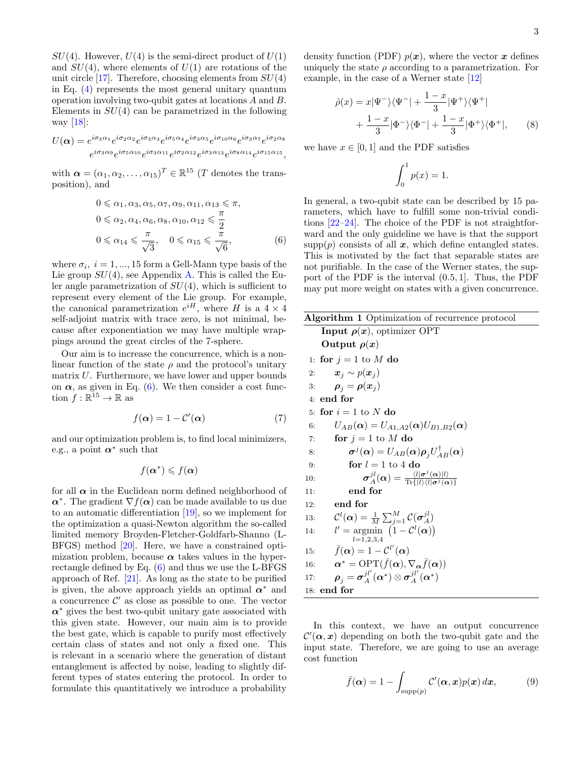$SU(4)$. However, $U(4)$ is the semi-direct product of $U(1)$ and $SU(4)$, where elements of $U(1)$ are rotations of the unit circle [17]. Therefore, choosing elements from $SU(4)$ in Eq. (4) represents the most general unitary quantum operation involving two-qubit gates at locations $A$ and $B$. Elements in $SU(4)$ can be parametrized in the following way [18]:

$$U(\boldsymbol{\alpha}) = e^{i\sigma_3\alpha_1}e^{i\sigma_2\alpha_2}e^{i\sigma_3\alpha_3}e^{i\sigma_5\alpha_4}e^{i\sigma_3\alpha_5}e^{i\sigma_{10}\alpha_6}e^{i\sigma_3\alpha_7}e^{i\sigma_2\alpha_8}$$
$$e^{i\sigma_3\alpha_9}e^{i\sigma_5\alpha_{10}}e^{i\sigma_3\alpha_{11}}e^{i\sigma_2\alpha_{12}}e^{i\sigma_3\alpha_{13}}e^{i\sigma_8\alpha_{14}}e^{i\sigma_{15}\alpha_{15}},$$

with $\boldsymbol{\alpha} = (\alpha_1, \alpha_2, \ldots, \alpha_{15})^T \in \mathbb{R}^{15}$ ($T$ denotes the transposition), and

$$
\begin{aligned}
&0 \leqslant \alpha_1, \alpha_3, \alpha_5, \alpha_7, \alpha_9, \alpha_{11}, \alpha_{13} \leqslant \pi, \\
&0 \leqslant \alpha_2, \alpha_4, \alpha_6, \alpha_8, \alpha_{10}, \alpha_{12} \leqslant \frac{\pi}{2} \\
&0 \leqslant \alpha_{14} \leqslant \frac{\pi}{\sqrt{3}}, \quad 0 \leqslant \alpha_{15} \leqslant \frac{\pi}{\sqrt{6}},
\end{aligned}
\tag{6}
$$

where $\sigma_i$, $i = 1, ..., 15$ form a Gell-Mann type basis of the Lie group $SU(4)$, see Appendix A. This is called the Euler angle parametrization of $SU(4)$, which is sufficient to represent every element of the Lie group. For example, the canonical parametrization $e^{iH}$, where $H$ is a $4 \times 4$ self-adjoint matrix with trace zero, is not minimal, because after exponentiation we may have multiple wrappings around the great circles of the 7-sphere.

Our aim is to increase the concurrence, which is a nonlinear function of the state $\rho$ and the protocol's unitary matrix $U$. Furthermore, we have lower and upper bounds on $\boldsymbol{\alpha}$, as given in Eq. (6). We then consider a cost function $f : \mathbb{R}^{15} \to \mathbb{R}$ as

$$f(\boldsymbol{\alpha}) = 1 - \mathcal{C}'(\boldsymbol{\alpha}) \tag{7}$$

and our optimization problem is, to find local minimizers, e.g., a point $\boldsymbol{\alpha}^*$ such that

$$f(\boldsymbol{\alpha}^*) \leqslant f(\boldsymbol{\alpha})$$

for all $\boldsymbol{\alpha}$ in the Euclidean norm defined neighborhood of $\boldsymbol{\alpha}^*$. The gradient $\nabla f(\boldsymbol{\alpha})$ can be made available to us due to an automatic differentiation [19], so we implement for the optimization a quasi-Newton algorithm the so-called limited memory Broyden-Fletcher-Goldfarb-Shanno (L-BFGS) method [20]. Here, we have a constrained optimization problem, because $\boldsymbol{\alpha}$ takes values in the hyperrectangle defined by Eq. (6) and thus we use the L-BFGS approach of Ref. [21]. As long as the state to be purified is given, the above approach yields an optimal $\boldsymbol{\alpha}^*$ and a concurrence $\mathcal{C}'$ as close as possible to one. The vector $\boldsymbol{\alpha}^*$ gives the best two-qubit unitary gate associated with this given state. However, our main aim is to provide the best gate, which is capable to purify most effectively certain class of states and not only a fixed one. This is relevant in a scenario where the generation of distant entanglement is affected by noise, leading to slightly different types of states entering the protocol. In order to formulate this quantitatively we introduce a probability density function (PDF) $p(\boldsymbol{x})$, where the vector $\boldsymbol{x}$ defines uniquely the state $\rho$ according to a parametrization. For example, in the case of a Werner state [12]

$$
\begin{aligned}
\hat{\rho}(x) = x|\Psi^-\rangle\langle\Psi^-| &+ \frac{1-x}{3}|\Psi^+\rangle\langle\Psi^+| \\
&+ \frac{1-x}{3}|\Phi^-\rangle\langle\Phi^-| + \frac{1-x}{3}|\Phi^+\rangle\langle\Phi^+|,
\end{aligned}
\tag{8}
$$

we have $x \in [0, 1]$ and the PDF satisfies

$$\int_0^1 p(x) = 1.$$

In general, a two-qubit state can be described by 15 parameters, which have to fulfill some non-trivial conditions [22–24]. The choice of the PDF is not straightforward and the only guideline we have is that the support $\mathrm{supp}(p)$ consists of all $\boldsymbol{x}$, which define entangled states. This is motivated by the fact that separable states are not purifiable. In the case of the Werner states, the support of the PDF is the interval $(0.5, 1]$. Thus, the PDF may put more weight on states with a given concurrence.

**Algorithm 1** Optimization of recurrence protocol

```
    Input ρ(x), optimizer OPT
    Output ρ(x)
 1: for j = 1 to M do
 2:     x_j ~ p(x_j)
 3:     ρ_j = ρ(x_j)
 4: end for
 5: for i = 1 to N do
 6:     U_AB(α) = U_{A1,A2}(α) U_{B1,B2}(α)
 7:     for j = 1 to M do
 8:         σ^j(α) = U_AB(α) ρ_j U_AB^†(α)
 9:         for l = 1 to 4 do
10:             σ_A^{jl}(α) = ⟨l|σ^j(α)|l⟩ / Tr{|l⟩⟨l|σ^j(α)}
11:         end for
12:     end for
13:     C^l(α) = (1/M) Σ_{j=1}^{M} C(σ_A^{jl})
14:     l' = argmin_{l=1,2,3,4} (1 − C^l(α))
15:     f̄(α) = 1 − C^{l'}(α)
16:     α* = OPT(f̄(α), ∇_α f̄(α))
17:     ρ_j = σ_A^{jl'}(α*) ⊗ σ_A^{jl'}(α*)
18: end for
```

In this context, we have an output concurrence $\mathcal{C}'(\boldsymbol{\alpha}, \boldsymbol{x})$ depending on both the two-qubit gate and the input state. Therefore, we are going to use an average cost function

$$\bar{f}(\boldsymbol{\alpha}) = 1 - \int_{\mathrm{supp}(p)} \mathcal{C}'(\boldsymbol{\alpha}, \boldsymbol{x}) p(\boldsymbol{x})\, d\boldsymbol{x}, \tag{9}$$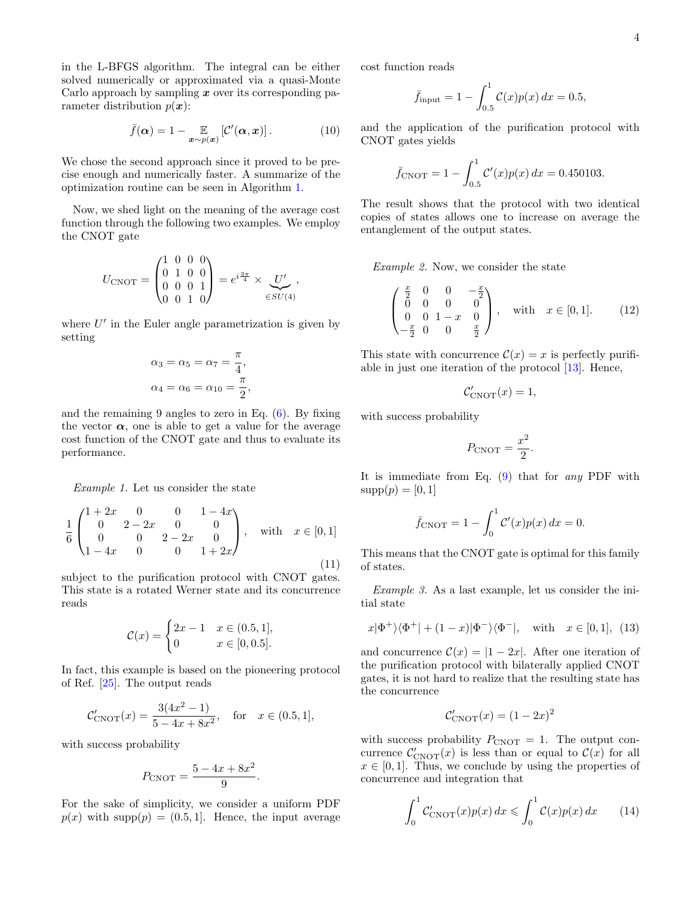in the L-BFGS algorithm. The integral can be either solved numerically or approximated via a quasi-Monte Carlo approach by sampling $\boldsymbol{x}$ over its corresponding parameter distribution $p(\boldsymbol{x})$:

$$\bar{f}(\boldsymbol{\alpha}) = 1 - \mathop{\mathbb{E}}_{\boldsymbol{x}\sim p(\boldsymbol{x})}\left[\mathcal{C}'(\boldsymbol{\alpha}, \boldsymbol{x})\right]. \tag{10}$$

We chose the second approach since it proved to be precise enough and numerically faster. A summarize of the optimization routine can be seen in Algorithm 1.

Now, we shed light on the meaning of the average cost function through the following two examples. We employ the CNOT gate

$$U_{\mathrm{CNOT}} = \begin{pmatrix} 1 & 0 & 0 & 0 \\ 0 & 1 & 0 & 0 \\ 0 & 0 & 0 & 1 \\ 0 & 0 & 1 & 0 \end{pmatrix} = e^{i\frac{3\pi}{4}} \times \underbrace{U'}_{\in SU(4)},$$

where $U'$ in the Euler angle parametrization is given by setting

$$\alpha_3 = \alpha_5 = \alpha_7 = \frac{\pi}{4},$$
$$\alpha_4 = \alpha_6 = \alpha_{10} = \frac{\pi}{2},$$

and the remaining 9 angles to zero in Eq. (6). By fixing the vector $\boldsymbol{\alpha}$, one is able to get a value for the average cost function of the CNOT gate and thus to evaluate its performance.

*Example 1.* Let us consider the state

$$\frac{1}{6}\begin{pmatrix} 1+2x & 0 & 0 & 1-4x \\ 0 & 2-2x & 0 & 0 \\ 0 & 0 & 2-2x & 0 \\ 1-4x & 0 & 0 & 1+2x \end{pmatrix}, \quad \text{with} \quad x \in [0,1] \tag{11}$$

subject to the purification protocol with CNOT gates. This state is a rotated Werner state and its concurrence reads

$$\mathcal{C}(x) = \begin{cases} 2x-1 & x \in (0.5, 1], \\ 0 & x \in [0, 0.5]. \end{cases}$$

In fact, this example is based on the pioneering protocol of Ref. [25]. The output reads

$$\mathcal{C}'_{\mathrm{CNOT}}(x) = \frac{3(4x^2-1)}{5-4x+8x^2}, \quad \text{for} \quad x \in (0.5, 1],$$

with success probability

$$P_{\mathrm{CNOT}} = \frac{5-4x+8x^2}{9}.$$

For the sake of simplicity, we consider a uniform PDF $p(x)$ with $\mathrm{supp}(p) = (0.5, 1]$. Hence, the input average cost function reads

$$\bar{f}_{\mathrm{input}} = 1 - \int_{0.5}^{1} \mathcal{C}(x)p(x)\,dx = 0.5,$$

and the application of the purification protocol with CNOT gates yields

$$\bar{f}_{\mathrm{CNOT}} = 1 - \int_{0.5}^{1} \mathcal{C}'(x)p(x)\,dx = 0.450103.$$

The result shows that the protocol with two identical copies of states allows one to increase on average the entanglement of the output states.

*Example 2.* Now, we consider the state

$$\begin{pmatrix} \frac{x}{2} & 0 & 0 & -\frac{x}{2} \\ 0 & 0 & 0 & 0 \\ 0 & 0 & 1-x & 0 \\ -\frac{x}{2} & 0 & 0 & \frac{x}{2} \end{pmatrix}, \quad \text{with} \quad x \in [0,1]. \tag{12}$$

This state with concurrence $\mathcal{C}(x) = x$ is perfectly purifiable in just one iteration of the protocol [13]. Hence,

$$\mathcal{C}'_{\mathrm{CNOT}}(x) = 1,$$

with success probability

$$P_{\mathrm{CNOT}} = \frac{x^2}{2}.$$

It is immediate from Eq. (9) that for *any* PDF with $\mathrm{supp}(p) = [0,1]$

$$\bar{f}_{\mathrm{CNOT}} = 1 - \int_{0}^{1} \mathcal{C}'(x)p(x)\,dx = 0.$$

This means that the CNOT gate is optimal for this family of states.

*Example 3.* As a last example, let us consider the initial state

$$x|\Phi^+\rangle\langle\Phi^+| + (1-x)|\Phi^-\rangle\langle\Phi^-|, \quad \text{with} \quad x \in [0,1], \tag{13}$$

and concurrence $\mathcal{C}(x) = |1-2x|$. After one iteration of the purification protocol with bilaterally applied CNOT gates, it is not hard to realize that the resulting state has the concurrence

$$\mathcal{C}'_{\mathrm{CNOT}}(x) = (1-2x)^2$$

with success probability $P_{\mathrm{CNOT}} = 1$. The output concurrence $\mathcal{C}'_{\mathrm{CNOT}}(x)$ is less than or equal to $\mathcal{C}(x)$ for all $x \in [0,1]$. Thus, we conclude by using the properties of concurrence and integration that

$$\int_0^1 \mathcal{C}'_{\mathrm{CNOT}}(x)p(x)\,dx \leqslant \int_0^1 \mathcal{C}(x)p(x)\,dx \tag{14}$$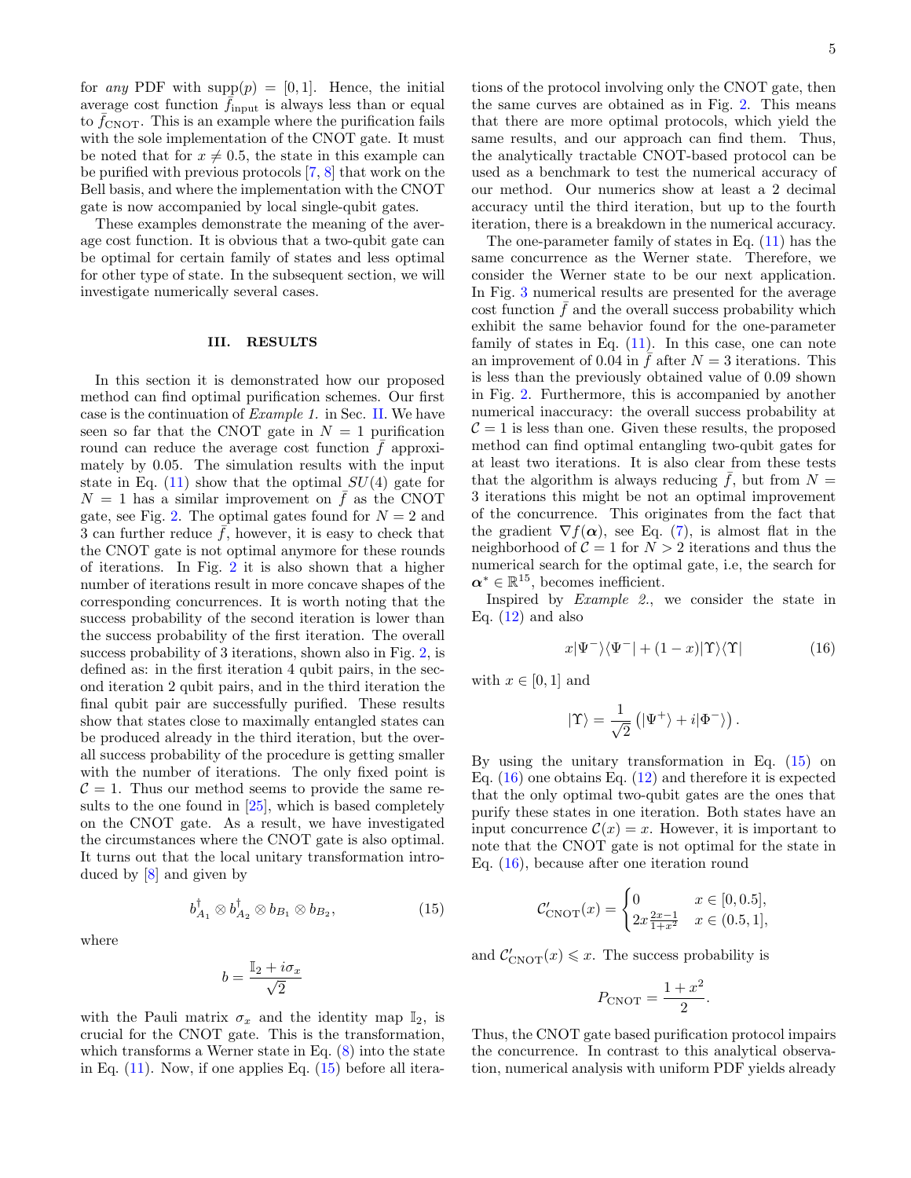for *any* PDF with $\mathrm{supp}(p) = [0, 1]$. Hence, the initial average cost function $\bar{f}_{\mathrm{input}}$ is always less than or equal to $\bar{f}_{\mathrm{CNOT}}$. This is an example where the purification fails with the sole implementation of the CNOT gate. It must be noted that for $x \neq 0.5$, the state in this example can be purified with previous protocols [7, 8] that work on the Bell basis, and where the implementation with the CNOT gate is now accompanied by local single-qubit gates.

These examples demonstrate the meaning of the average cost function. It is obvious that a two-qubit gate can be optimal for certain family of states and less optimal for other type of state. In the subsequent section, we will investigate numerically several cases.

## III. RESULTS

In this section it is demonstrated how our proposed method can find optimal purification schemes. Our first case is the continuation of *Example 1.* in Sec. II. We have seen so far that the CNOT gate in $N = 1$ purification round can reduce the average cost function $\bar{f}$ approximately by 0.05. The simulation results with the input state in Eq. (11) show that the optimal $SU(4)$ gate for $N = 1$ has a similar improvement on $\bar{f}$ as the CNOT gate, see Fig. 2. The optimal gates found for $N = 2$ and 3 can further reduce $\bar{f}$, however, it is easy to check that the CNOT gate is not optimal anymore for these rounds of iterations. In Fig. 2 it is also shown that a higher number of iterations result in more concave shapes of the corresponding concurrences. It is worth noting that the success probability of the second iteration is lower than the success probability of the first iteration. The overall success probability of 3 iterations, shown also in Fig. 2, is defined as: in the first iteration 4 qubit pairs, in the second iteration 2 qubit pairs, and in the third iteration the final qubit pair are successfully purified. These results show that states close to maximally entangled states can be produced already in the third iteration, but the overall success probability of the procedure is getting smaller with the number of iterations. The only fixed point is $\mathcal{C} = 1$. Thus our method seems to provide the same results to the one found in [25], which is based completely on the CNOT gate. As a result, we have investigated the circumstances where the CNOT gate is also optimal. It turns out that the local unitary transformation introduced by [8] and given by

$$b^{\dagger}_{A_1} \otimes b^{\dagger}_{A_2} \otimes b_{B_1} \otimes b_{B_2}, \tag{15}$$

where

$$b = \frac{\mathbb{I}_2 + i\sigma_x}{\sqrt{2}}$$

with the Pauli matrix $\sigma_x$ and the identity map $\mathbb{I}_2$, is crucial for the CNOT gate. This is the transformation, which transforms a Werner state in Eq. (8) into the state in Eq. (11). Now, if one applies Eq. (15) before all iterations of the protocol involving only the CNOT gate, then the same curves are obtained as in Fig. 2. This means that there are more optimal protocols, which yield the same results, and our approach can find them. Thus, the analytically tractable CNOT-based protocol can be used as a benchmark to test the numerical accuracy of our method. Our numerics show at least a 2 decimal accuracy until the third iteration, but up to the fourth iteration, there is a breakdown in the numerical accuracy.

The one-parameter family of states in Eq. (11) has the same concurrence as the Werner state. Therefore, we consider the Werner state to be our next application. In Fig. 3 numerical results are presented for the average cost function $\bar{f}$ and the overall success probability which exhibit the same behavior found for the one-parameter family of states in Eq. (11). In this case, one can note an improvement of 0.04 in $\bar{f}$ after $N = 3$ iterations. This is less than the previously obtained value of 0.09 shown in Fig. 2. Furthermore, this is accompanied by another numerical inaccuracy: the overall success probability at $\mathcal{C} = 1$ is less than one. Given these results, the proposed method can find optimal entangling two-qubit gates for at least two iterations. It is also clear from these tests that the algorithm is always reducing $\bar{f}$, but from $N = 3$ iterations this might be not an optimal improvement of the concurrence. This originates from the fact that the gradient $\nabla f(\boldsymbol{\alpha})$, see Eq. (7), is almost flat in the neighborhood of $\mathcal{C} = 1$ for $N > 2$ iterations and thus the numerical search for the optimal gate, i.e, the search for $\boldsymbol{\alpha}^* \in \mathbb{R}^{15}$, becomes inefficient.

Inspired by *Example 2.*, we consider the state in Eq. (12) and also

$$x|\Psi^-\rangle\langle\Psi^-| + (1-x)|\Upsilon\rangle\langle\Upsilon| \tag{16}$$

with $x \in [0, 1]$ and

$$|\Upsilon\rangle = \frac{1}{\sqrt{2}}\left(|\Psi^+\rangle + i|\Phi^-\rangle\right).$$

By using the unitary transformation in Eq. (15) on Eq. (16) one obtains Eq. (12) and therefore it is expected that the only optimal two-qubit gates are the ones that purify these states in one iteration. Both states have an input concurrence $\mathcal{C}(x) = x$. However, it is important to note that the CNOT gate is not optimal for the state in Eq. (16), because after one iteration round

$$\mathcal{C}'_{\mathrm{CNOT}}(x) = \begin{cases} 0 & x \in [0, 0.5], \\ 2x\frac{2x-1}{1+x^2} & x \in (0.5, 1], \end{cases}$$

and $\mathcal{C}'_{\mathrm{CNOT}}(x) \leqslant x$. The success probability is

$$P_{\mathrm{CNOT}} = \frac{1+x^2}{2}.$$

Thus, the CNOT gate based purification protocol impairs the concurrence. In contrast to this analytical observation, numerical analysis with uniform PDF yields already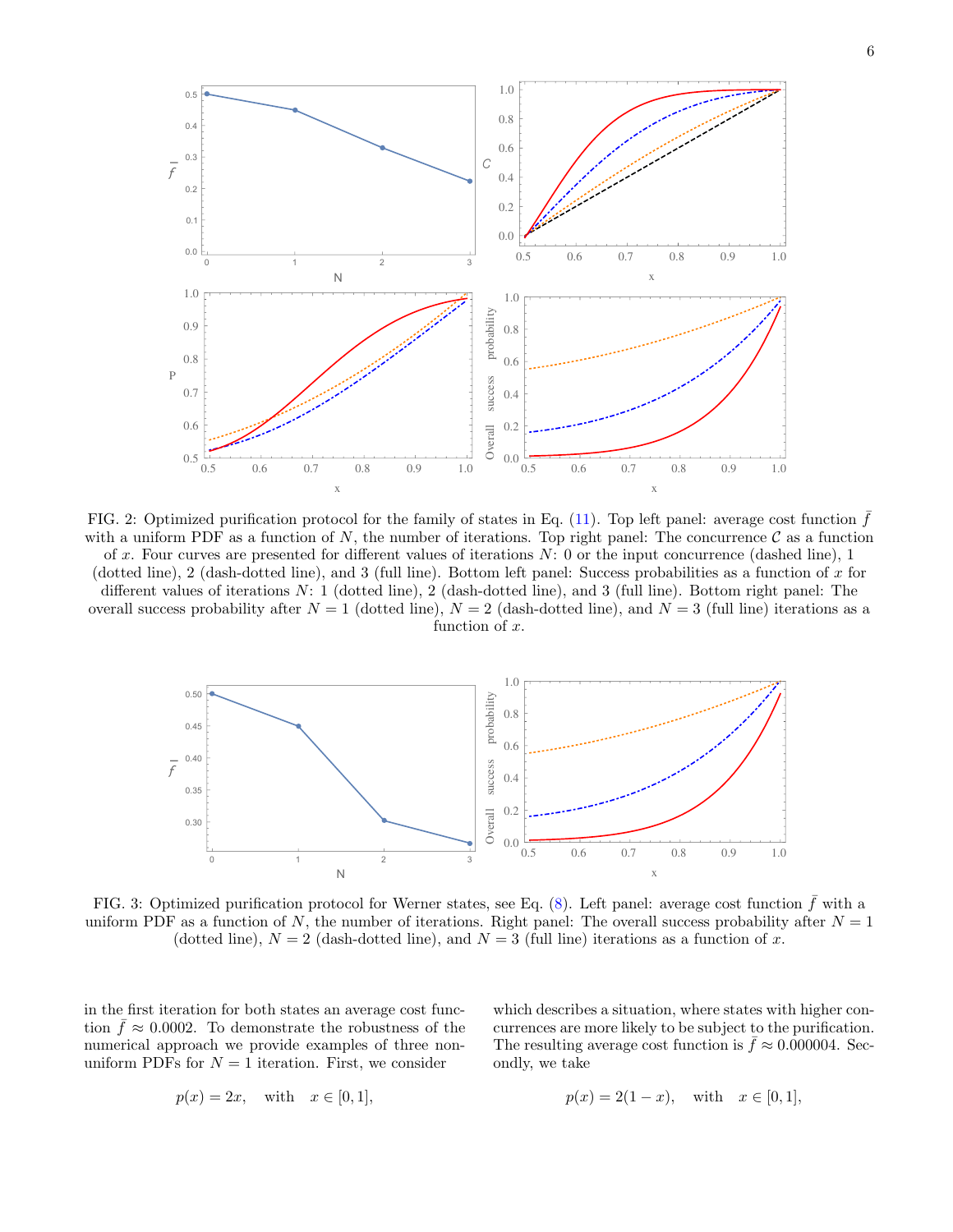FIG. 2: Optimized purification protocol for the family of states in Eq. (11). Top left panel: average cost function $\bar{f}$ with a uniform PDF as a function of $N$, the number of iterations. Top right panel: The concurrence $\mathcal{C}$ as a function of $x$. Four curves are presented for different values of iterations $N$: 0 or the input concurrence (dashed line), 1 (dotted line), 2 (dash-dotted line), and 3 (full line). Bottom left panel: Success probabilities as a function of $x$ for different values of iterations $N$: 1 (dotted line), 2 (dash-dotted line), and 3 (full line). Bottom right panel: The overall success probability after $N = 1$ (dotted line), $N = 2$ (dash-dotted line), and $N = 3$ (full line) iterations as a function of $x$.

FIG. 3: Optimized purification protocol for Werner states, see Eq. (8). Left panel: average cost function $\bar{f}$ with a uniform PDF as a function of $N$, the number of iterations. Right panel: The overall success probability after $N = 1$ (dotted line), $N = 2$ (dash-dotted line), and $N = 3$ (full line) iterations as a function of $x$.

in the first iteration for both states an average cost function $\bar{f} \approx 0.0002$. To demonstrate the robustness of the numerical approach we provide examples of three non-uniform PDFs for $N = 1$ iteration. First, we consider

$$p(x) = 2x, \quad \text{with} \quad x \in [0, 1],$$

which describes a situation, where states with higher concurrences are more likely to be subject to the purification. The resulting average cost function is $\bar{f} \approx 0.000004$. Secondly, we take

$$p(x) = 2(1 - x), \quad \text{with} \quad x \in [0, 1],$$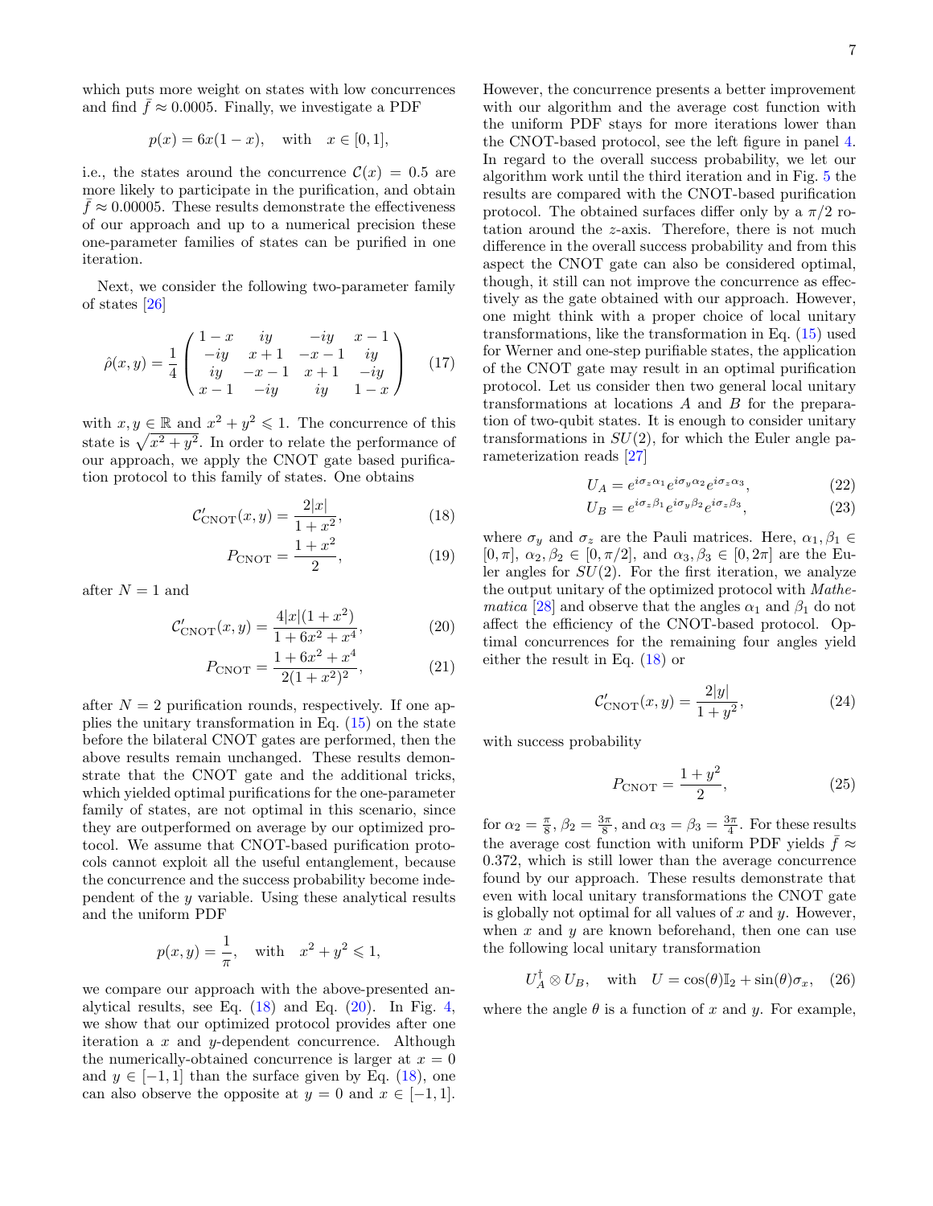which puts more weight on states with low concurrences and find $\bar{f} \approx 0.0005$. Finally, we investigate a PDF

$$p(x) = 6x(1-x), \quad \text{with} \quad x \in [0,1],$$

i.e., the states around the concurrence $\mathcal{C}(x) = 0.5$ are more likely to participate in the purification, and obtain $\bar{f} \approx 0.00005$. These results demonstrate the effectiveness of our approach and up to a numerical precision these one-parameter families of states can be purified in one iteration.

Next, we consider the following two-parameter family of states [26]

$$\hat{\rho}(x,y) = \frac{1}{4}\begin{pmatrix} 1-x & iy & -iy & x-1 \\ -iy & x+1 & -x-1 & iy \\ iy & -x-1 & x+1 & -iy \\ x-1 & -iy & iy & 1-x \end{pmatrix} \tag{17}$$

with $x, y \in \mathbb{R}$ and $x^2 + y^2 \leqslant 1$. The concurrence of this state is $\sqrt{x^2+y^2}$. In order to relate the performance of our approach, we apply the CNOT gate based purification protocol to this family of states. One obtains

$$\mathcal{C}'_{\text{CNOT}}(x,y) = \frac{2|x|}{1+x^2}, \tag{18}$$

$$P_{\text{CNOT}} = \frac{1+x^2}{2}, \tag{19}$$

after $N=1$ and

$$\mathcal{C}'_{\text{CNOT}}(x,y) = \frac{4|x|(1+x^2)}{1+6x^2+x^4}, \tag{20}$$

$$P_{\text{CNOT}} = \frac{1+6x^2+x^4}{2(1+x^2)^2}, \tag{21}$$

after $N=2$ purification rounds, respectively. If one applies the unitary transformation in Eq. (15) on the state before the bilateral CNOT gates are performed, then the above results remain unchanged. These results demonstrate that the CNOT gate and the additional tricks, which yielded optimal purifications for the one-parameter family of states, are not optimal in this scenario, since they are outperformed on average by our optimized protocol. We assume that CNOT-based purification protocols cannot exploit all the useful entanglement, because the concurrence and the success probability become independent of the $y$ variable. Using these analytical results and the uniform PDF

$$p(x,y) = \frac{1}{\pi}, \quad \text{with} \quad x^2 + y^2 \leqslant 1,$$

we compare our approach with the above-presented analytical results, see Eq. (18) and Eq. (20). In Fig. 4, we show that our optimized protocol provides after one iteration a $x$ and $y$-dependent concurrence. Although the numerically-obtained concurrence is larger at $x=0$ and $y \in [-1,1]$ than the surface given by Eq. (18), one can also observe the opposite at $y=0$ and $x \in [-1,1]$. However, the concurrence presents a better improvement with our algorithm and the average cost function with the uniform PDF stays for more iterations lower than the CNOT-based protocol, see the left figure in panel 4. In regard to the overall success probability, we let our algorithm work until the third iteration and in Fig. 5 the results are compared with the CNOT-based purification protocol. The obtained surfaces differ only by a $\pi/2$ rotation around the $z$-axis. Therefore, there is not much difference in the overall success probability and from this aspect the CNOT gate can also be considered optimal, though, it still can not improve the concurrence as effectively as the gate obtained with our approach. However, one might think with a proper choice of local unitary transformations, like the transformation in Eq. (15) used for Werner and one-step purifiable states, the application of the CNOT gate may result in an optimal purification protocol. Let us consider then two general local unitary transformations at locations $A$ and $B$ for the preparation of two-qubit states. It is enough to consider unitary transformations in $SU(2)$, for which the Euler angle parameterization reads [27]

$$U_A = e^{i\sigma_z \alpha_1} e^{i\sigma_y \alpha_2} e^{i\sigma_z \alpha_3}, \tag{22}$$

$$U_B = e^{i\sigma_z \beta_1} e^{i\sigma_y \beta_2} e^{i\sigma_z \beta_3}, \tag{23}$$

where $\sigma_y$ and $\sigma_z$ are the Pauli matrices. Here, $\alpha_1, \beta_1 \in [0,\pi]$, $\alpha_2, \beta_2 \in [0, \pi/2]$, and $\alpha_3, \beta_3 \in [0, 2\pi]$ are the Euler angles for $SU(2)$. For the first iteration, we analyze the output unitary of the optimized protocol with *Mathematica* [28] and observe that the angles $\alpha_1$ and $\beta_1$ do not affect the efficiency of the CNOT-based protocol. Optimal concurrences for the remaining four angles yield either the result in Eq. (18) or

$$\mathcal{C}'_{\text{CNOT}}(x,y) = \frac{2|y|}{1+y^2}, \tag{24}$$

with success probability

$$P_{\text{CNOT}} = \frac{1+y^2}{2}, \tag{25}$$

for $\alpha_2 = \frac{\pi}{8}$, $\beta_2 = \frac{3\pi}{8}$, and $\alpha_3 = \beta_3 = \frac{3\pi}{4}$. For these results the average cost function with uniform PDF yields $\bar{f} \approx 0.372$, which is still lower than the average concurrence found by our approach. These results demonstrate that even with local unitary transformations the CNOT gate is globally not optimal for all values of $x$ and $y$. However, when $x$ and $y$ are known beforehand, then one can use the following local unitary transformation

$$U_A^\dagger \otimes U_B, \quad \text{with} \quad U = \cos(\theta)\mathbb{I}_2 + \sin(\theta)\sigma_x, \tag{26}$$

where the angle $\theta$ is a function of $x$ and $y$. For example,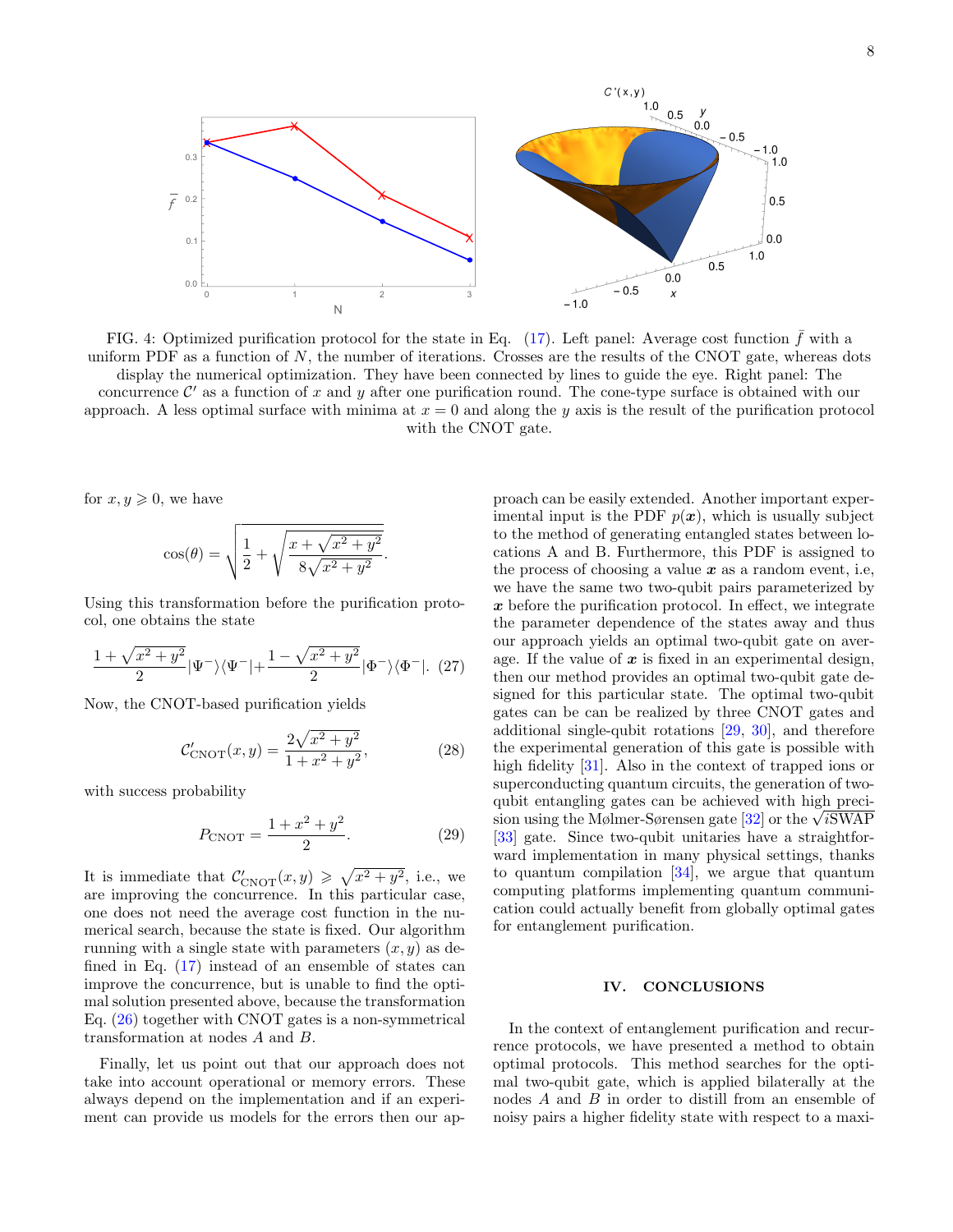FIG. 4: Optimized purification protocol for the state in Eq. (17). Left panel: Average cost function $\bar{f}$ with a uniform PDF as a function of $N$, the number of iterations. Crosses are the results of the CNOT gate, whereas dots display the numerical optimization. They have been connected by lines to guide the eye. Right panel: The concurrence $\mathcal{C}'$ as a function of $x$ and $y$ after one purification round. The cone-type surface is obtained with our approach. A less optimal surface with minima at $x = 0$ and along the $y$ axis is the result of the purification protocol with the CNOT gate.

for $x, y \geqslant 0$, we have

$$\cos(\theta) = \sqrt{\frac{1}{2} + \sqrt{\frac{x + \sqrt{x^2 + y^2}}{8\sqrt{x^2 + y^2}}}}.$$

Using this transformation before the purification protocol, one obtains the state

$$\frac{1 + \sqrt{x^2 + y^2}}{2} |\Psi^-\rangle\langle\Psi^-| + \frac{1 - \sqrt{x^2 + y^2}}{2} |\Phi^-\rangle\langle\Phi^-|. \quad (27)$$

Now, the CNOT-based purification yields

$$\mathcal{C}'_{\mathrm{CNOT}}(x, y) = \frac{2\sqrt{x^2 + y^2}}{1 + x^2 + y^2}, \quad (28)$$

with success probability

$$P_{\mathrm{CNOT}} = \frac{1 + x^2 + y^2}{2}. \quad (29)$$

It is immediate that $\mathcal{C}'_{\mathrm{CNOT}}(x, y) \geqslant \sqrt{x^2 + y^2}$, i.e., we are improving the concurrence. In this particular case, one does not need the average cost function in the numerical search, because the state is fixed. Our algorithm running with a single state with parameters $(x, y)$ as defined in Eq. (17) instead of an ensemble of states can improve the concurrence, but is unable to find the optimal solution presented above, because the transformation Eq. (26) together with CNOT gates is a non-symmetrical transformation at nodes $A$ and $B$.

Finally, let us point out that our approach does not take into account operational or memory errors. These always depend on the implementation and if an experiment can provide us models for the errors then our approach can be easily extended. Another important experimental input is the PDF $p(\boldsymbol{x})$, which is usually subject to the method of generating entangled states between locations A and B. Furthermore, this PDF is assigned to the process of choosing a value $\boldsymbol{x}$ as a random event, i.e, we have the same two two-qubit pairs parameterized by $\boldsymbol{x}$ before the purification protocol. In effect, we integrate the parameter dependence of the states away and thus our approach yields an optimal two-qubit gate on average. If the value of $\boldsymbol{x}$ is fixed in an experimental design, then our method provides an optimal two-qubit gate designed for this particular state. The optimal two-qubit gates can be can be realized by three CNOT gates and additional single-qubit rotations [29, 30], and therefore the experimental generation of this gate is possible with high fidelity [31]. Also in the context of trapped ions or superconducting quantum circuits, the generation of two-qubit entangling gates can be achieved with high precision using the Mølmer-Sørensen gate [32] or the $\sqrt{i\mathrm{SWAP}}$ [33] gate. Since two-qubit unitaries have a straightforward implementation in many physical settings, thanks to quantum compilation [34], we argue that quantum computing platforms implementing quantum communication could actually benefit from globally optimal gates for entanglement purification.

## IV. CONCLUSIONS

In the context of entanglement purification and recurrence protocols, we have presented a method to obtain optimal protocols. This method searches for the optimal two-qubit gate, which is applied bilaterally at the nodes $A$ and $B$ in order to distill from an ensemble of noisy pairs a higher fidelity state with respect to a maxi-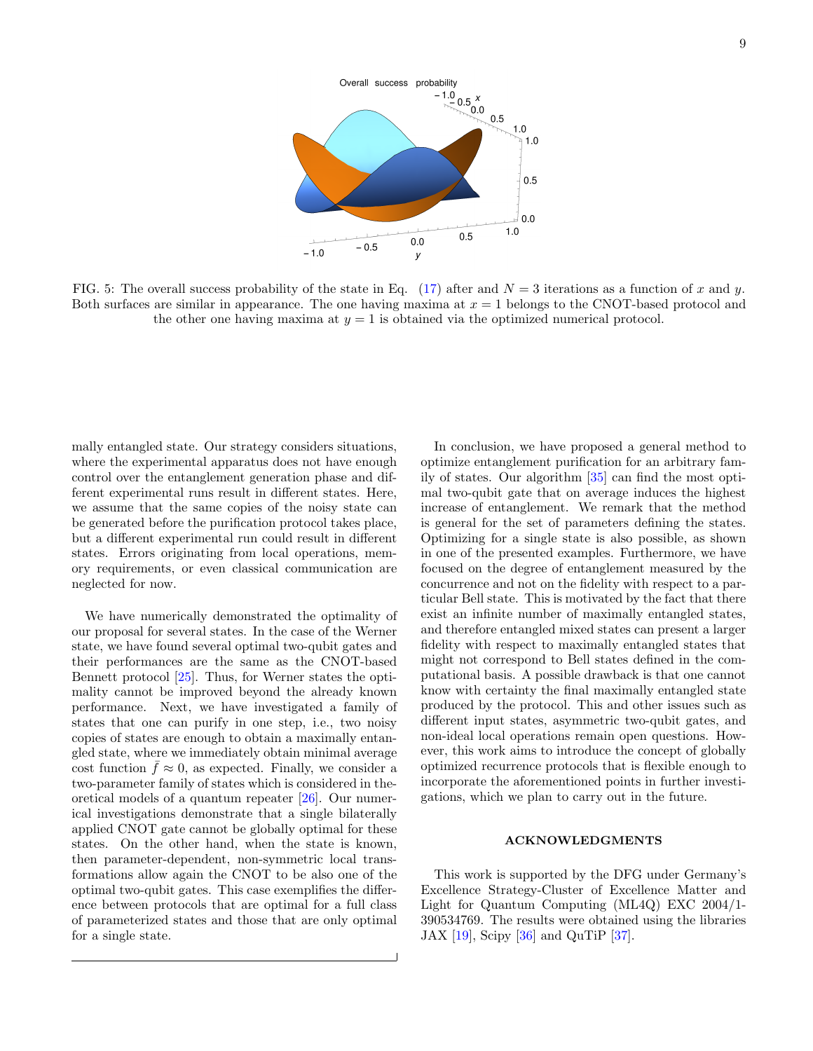FIG. 5: The overall success probability of the state in Eq. (17) after and $N = 3$ iterations as a function of $x$ and $y$. Both surfaces are similar in appearance. The one having maxima at $x = 1$ belongs to the CNOT-based protocol and the other one having maxima at $y = 1$ is obtained via the optimized numerical protocol.

mally entangled state. Our strategy considers situations, where the experimental apparatus does not have enough control over the entanglement generation phase and different experimental runs result in different states. Here, we assume that the same copies of the noisy state can be generated before the purification protocol takes place, but a different experimental run could result in different states. Errors originating from local operations, memory requirements, or even classical communication are neglected for now.

We have numerically demonstrated the optimality of our proposal for several states. In the case of the Werner state, we have found several optimal two-qubit gates and their performances are the same as the CNOT-based Bennett protocol [25]. Thus, for Werner states the optimality cannot be improved beyond the already known performance. Next, we have investigated a family of states that one can purify in one step, i.e., two noisy copies of states are enough to obtain a maximally entangled state, where we immediately obtain minimal average cost function $\bar{f} \approx 0$, as expected. Finally, we consider a two-parameter family of states which is considered in theoretical models of a quantum repeater [26]. Our numerical investigations demonstrate that a single bilaterally applied CNOT gate cannot be globally optimal for these states. On the other hand, when the state is known, then parameter-dependent, non-symmetric local transformations allow again the CNOT to be also one of the optimal two-qubit gates. This case exemplifies the difference between protocols that are optimal for a full class of parameterized states and those that are only optimal for a single state.

In conclusion, we have proposed a general method to optimize entanglement purification for an arbitrary family of states. Our algorithm [35] can find the most optimal two-qubit gate that on average induces the highest increase of entanglement. We remark that the method is general for the set of parameters defining the states. Optimizing for a single state is also possible, as shown in one of the presented examples. Furthermore, we have focused on the degree of entanglement measured by the concurrence and not on the fidelity with respect to a particular Bell state. This is motivated by the fact that there exist an infinite number of maximally entangled states, and therefore entangled mixed states can present a larger fidelity with respect to maximally entangled states that might not correspond to Bell states defined in the computational basis. A possible drawback is that one cannot know with certainty the final maximally entangled state produced by the protocol. This and other issues such as different input states, asymmetric two-qubit gates, and non-ideal local operations remain open questions. However, this work aims to introduce the concept of globally optimized recurrence protocols that is flexible enough to incorporate the aforementioned points in further investigations, which we plan to carry out in the future.

## ACKNOWLEDGMENTS

This work is supported by the DFG under Germany's Excellence Strategy-Cluster of Excellence Matter and Light for Quantum Computing (ML4Q) EXC 2004/1-390534769. The results were obtained using the libraries JAX [19], Scipy [36] and QuTiP [37].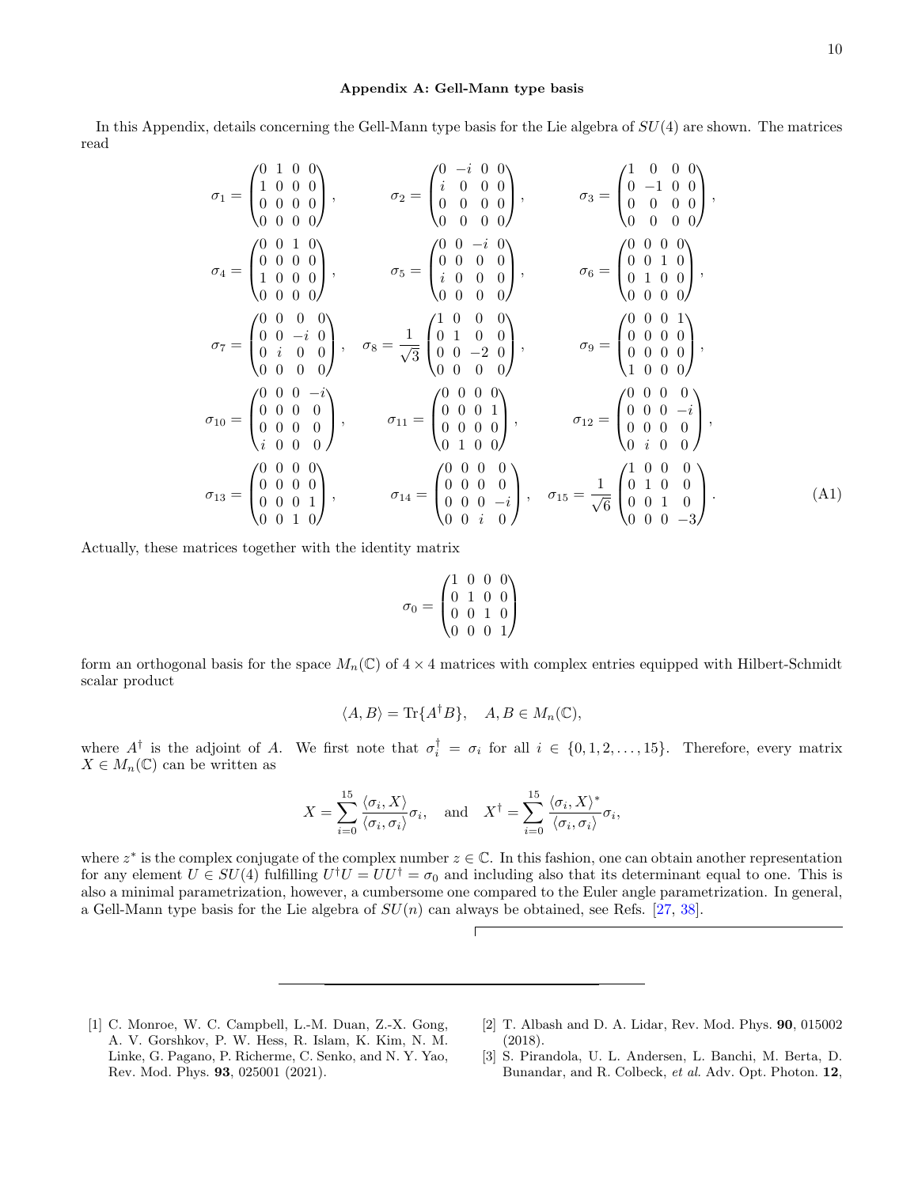### Appendix A: Gell-Mann type basis

In this Appendix, details concerning the Gell-Mann type basis for the Lie algebra of $SU(4)$ are shown. The matrices read

$$
\sigma_1 = \begin{pmatrix} 0 & 1 & 0 & 0 \\ 1 & 0 & 0 & 0 \\ 0 & 0 & 0 & 0 \\ 0 & 0 & 0 & 0 \end{pmatrix}, \qquad
\sigma_2 = \begin{pmatrix} 0 & -i & 0 & 0 \\ i & 0 & 0 & 0 \\ 0 & 0 & 0 & 0 \\ 0 & 0 & 0 & 0 \end{pmatrix}, \qquad
\sigma_3 = \begin{pmatrix} 1 & 0 & 0 & 0 \\ 0 & -1 & 0 & 0 \\ 0 & 0 & 0 & 0 \\ 0 & 0 & 0 & 0 \end{pmatrix},
$$

$$
\sigma_4 = \begin{pmatrix} 0 & 0 & 1 & 0 \\ 0 & 0 & 0 & 0 \\ 1 & 0 & 0 & 0 \\ 0 & 0 & 0 & 0 \end{pmatrix}, \qquad
\sigma_5 = \begin{pmatrix} 0 & 0 & -i & 0 \\ 0 & 0 & 0 & 0 \\ i & 0 & 0 & 0 \\ 0 & 0 & 0 & 0 \end{pmatrix}, \qquad
\sigma_6 = \begin{pmatrix} 0 & 0 & 0 & 0 \\ 0 & 0 & 1 & 0 \\ 0 & 1 & 0 & 0 \\ 0 & 0 & 0 & 0 \end{pmatrix},
$$

$$
\sigma_7 = \begin{pmatrix} 0 & 0 & 0 & 0 \\ 0 & 0 & -i & 0 \\ 0 & i & 0 & 0 \\ 0 & 0 & 0 & 0 \end{pmatrix}, \quad
\sigma_8 = \frac{1}{\sqrt{3}} \begin{pmatrix} 1 & 0 & 0 & 0 \\ 0 & 1 & 0 & 0 \\ 0 & 0 & -2 & 0 \\ 0 & 0 & 0 & 0 \end{pmatrix}, \qquad
\sigma_9 = \begin{pmatrix} 0 & 0 & 0 & 1 \\ 0 & 0 & 0 & 0 \\ 0 & 0 & 0 & 0 \\ 1 & 0 & 0 & 0 \end{pmatrix},
$$

$$
\sigma_{10} = \begin{pmatrix} 0 & 0 & 0 & -i \\ 0 & 0 & 0 & 0 \\ 0 & 0 & 0 & 0 \\ i & 0 & 0 & 0 \end{pmatrix}, \qquad
\sigma_{11} = \begin{pmatrix} 0 & 0 & 0 & 0 \\ 0 & 0 & 0 & 1 \\ 0 & 0 & 0 & 0 \\ 0 & 1 & 0 & 0 \end{pmatrix}, \qquad
\sigma_{12} = \begin{pmatrix} 0 & 0 & 0 & 0 \\ 0 & 0 & 0 & -i \\ 0 & 0 & 0 & 0 \\ 0 & i & 0 & 0 \end{pmatrix},
$$

$$
\sigma_{13} = \begin{pmatrix} 0 & 0 & 0 & 0 \\ 0 & 0 & 0 & 0 \\ 0 & 0 & 0 & 1 \\ 0 & 0 & 1 & 0 \end{pmatrix}, \qquad
\sigma_{14} = \begin{pmatrix} 0 & 0 & 0 & 0 \\ 0 & 0 & 0 & 0 \\ 0 & 0 & 0 & -i \\ 0 & 0 & i & 0 \end{pmatrix}, \quad
\sigma_{15} = \frac{1}{\sqrt{6}} \begin{pmatrix} 1 & 0 & 0 & 0 \\ 0 & 1 & 0 & 0 \\ 0 & 0 & 1 & 0 \\ 0 & 0 & 0 & -3 \end{pmatrix}. \tag{A1}
$$

Actually, these matrices together with the identity matrix

$$
\sigma_0 = \begin{pmatrix} 1 & 0 & 0 & 0 \\ 0 & 1 & 0 & 0 \\ 0 & 0 & 1 & 0 \\ 0 & 0 & 0 & 1 \end{pmatrix}
$$

form an orthogonal basis for the space $M_n(\mathbb{C})$ of $4 \times 4$ matrices with complex entries equipped with Hilbert-Schmidt scalar product

$$
\langle A, B \rangle = \mathrm{Tr}\{A^\dagger B\}, \quad A, B \in M_n(\mathbb{C}),
$$

where $A^\dagger$ is the adjoint of $A$. We first note that $\sigma_i^\dagger = \sigma_i$ for all $i \in \{0, 1, 2, \ldots, 15\}$. Therefore, every matrix $X \in M_n(\mathbb{C})$ can be written as

$$
X = \sum_{i=0}^{15} \frac{\langle \sigma_i, X \rangle}{\langle \sigma_i, \sigma_i \rangle} \sigma_i, \quad \text{and} \quad X^\dagger = \sum_{i=0}^{15} \frac{\langle \sigma_i, X \rangle^*}{\langle \sigma_i, \sigma_i \rangle} \sigma_i,
$$

where $z^*$ is the complex conjugate of the complex number $z \in \mathbb{C}$. In this fashion, one can obtain another representation for any element $U \in SU(4)$ fulfilling $U^\dagger U = U U^\dagger = \sigma_0$ and including also that its determinant equal to one. This is also a minimal parametrization, however, a cumbersome one compared to the Euler angle parametrization. In general, a Gell-Mann type basis for the Lie algebra of $SU(n)$ can always be obtained, see Refs. [27, 38].

---

[1] C. Monroe, W. C. Campbell, L.-M. Duan, Z.-X. Gong, A. V. Gorshkov, P. W. Hess, R. Islam, K. Kim, N. M. Linke, G. Pagano, P. Richerme, C. Senko, and N. Y. Yao, Rev. Mod. Phys. **93**, 025001 (2021).

[2] T. Albash and D. A. Lidar, Rev. Mod. Phys. **90**, 015002 (2018).

[3] S. Pirandola, U. L. Andersen, L. Banchi, M. Berta, D. Bunandar, and R. Colbeck, *et al.* Adv. Opt. Photon. **12**,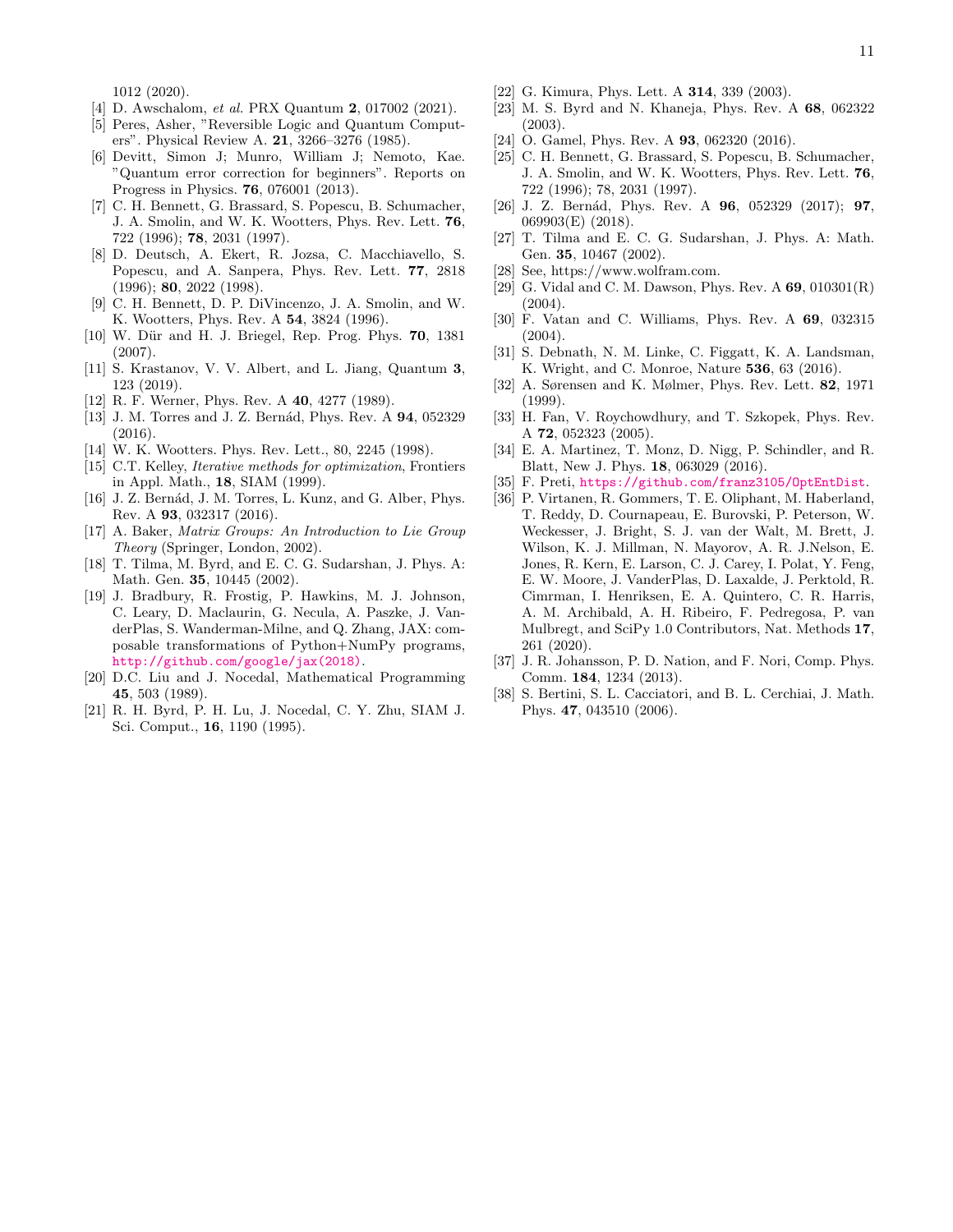1012 (2020).

[4] D. Awschalom, *et al.* PRX Quantum **2**, 017002 (2021).

[5] Peres, Asher, "Reversible Logic and Quantum Computers". Physical Review A. **21**, 3266–3276 (1985).

[6] Devitt, Simon J; Munro, William J; Nemoto, Kae. "Quantum error correction for beginners". Reports on Progress in Physics. **76**, 076001 (2013).

[7] C. H. Bennett, G. Brassard, S. Popescu, B. Schumacher, J. A. Smolin, and W. K. Wootters, Phys. Rev. Lett. **76**, 722 (1996); **78**, 2031 (1997).

[8] D. Deutsch, A. Ekert, R. Jozsa, C. Macchiavello, S. Popescu, and A. Sanpera, Phys. Rev. Lett. **77**, 2818 (1996); **80**, 2022 (1998).

[9] C. H. Bennett, D. P. DiVincenzo, J. A. Smolin, and W. K. Wootters, Phys. Rev. A **54**, 3824 (1996).

[10] W. Dür and H. J. Briegel, Rep. Prog. Phys. **70**, 1381 (2007).

[11] S. Krastanov, V. V. Albert, and L. Jiang, Quantum **3**, 123 (2019).

[12] R. F. Werner, Phys. Rev. A **40**, 4277 (1989).

[13] J. M. Torres and J. Z. Bernád, Phys. Rev. A **94**, 052329 (2016).

[14] W. K. Wootters. Phys. Rev. Lett., 80, 2245 (1998).

[15] C.T. Kelley, *Iterative methods for optimization*, Frontiers in Appl. Math., **18**, SIAM (1999).

[16] J. Z. Bernád, J. M. Torres, L. Kunz, and G. Alber, Phys. Rev. A **93**, 032317 (2016).

[17] A. Baker, *Matrix Groups: An Introduction to Lie Group Theory* (Springer, London, 2002).

[18] T. Tilma, M. Byrd, and E. C. G. Sudarshan, J. Phys. A: Math. Gen. **35**, 10445 (2002).

[19] J. Bradbury, R. Frostig, P. Hawkins, M. J. Johnson, C. Leary, D. Maclaurin, G. Necula, A. Paszke, J. VanderPlas, S. Wanderman-Milne, and Q. Zhang, JAX: composable transformations of Python+NumPy programs, http://github.com/google/jax(2018).

[20] D.C. Liu and J. Nocedal, Mathematical Programming **45**, 503 (1989).

[21] R. H. Byrd, P. H. Lu, J. Nocedal, C. Y. Zhu, SIAM J. Sci. Comput., **16**, 1190 (1995).

[22] G. Kimura, Phys. Lett. A **314**, 339 (2003).

[23] M. S. Byrd and N. Khaneja, Phys. Rev. A **68**, 062322 (2003).

[24] O. Gamel, Phys. Rev. A **93**, 062320 (2016).

[25] C. H. Bennett, G. Brassard, S. Popescu, B. Schumacher, J. A. Smolin, and W. K. Wootters, Phys. Rev. Lett. **76**, 722 (1996); 78, 2031 (1997).

[26] J. Z. Bernád, Phys. Rev. A **96**, 052329 (2017); **97**, 069903(E) (2018).

[27] T. Tilma and E. C. G. Sudarshan, J. Phys. A: Math. Gen. **35**, 10467 (2002).

[28] See, https://www.wolfram.com.

[29] G. Vidal and C. M. Dawson, Phys. Rev. A **69**, 010301(R) (2004).

[30] F. Vatan and C. Williams, Phys. Rev. A **69**, 032315 (2004).

[31] S. Debnath, N. M. Linke, C. Figgatt, K. A. Landsman, K. Wright, and C. Monroe, Nature **536**, 63 (2016).

[32] A. Sørensen and K. Mølmer, Phys. Rev. Lett. **82**, 1971 (1999).

[33] H. Fan, V. Roychowdhury, and T. Szkopek, Phys. Rev. A **72**, 052323 (2005).

[34] E. A. Martinez, T. Monz, D. Nigg, P. Schindler, and R. Blatt, New J. Phys. **18**, 063029 (2016).

[35] F. Preti, https://github.com/franz3105/OptEntDist.

[36] P. Virtanen, R. Gommers, T. E. Oliphant, M. Haberland, T. Reddy, D. Cournapeau, E. Burovski, P. Peterson, W. Weckesser, J. Bright, S. J. van der Walt, M. Brett, J. Wilson, K. J. Millman, N. Mayorov, A. R. J.Nelson, E. Jones, R. Kern, E. Larson, C. J. Carey, I. Polat, Y. Feng, E. W. Moore, J. VanderPlas, D. Laxalde, J. Perktold, R. Cimrman, I. Henriksen, E. A. Quintero, C. R. Harris, A. M. Archibald, A. H. Ribeiro, F. Pedregosa, P. van Mulbregt, and SciPy 1.0 Contributors, Nat. Methods **17**, 261 (2020).

[37] J. R. Johansson, P. D. Nation, and F. Nori, Comp. Phys. Comm. **184**, 1234 (2013).

[38] S. Bertini, S. L. Cacciatori, and B. L. Cerchiai, J. Math. Phys. **47**, 043510 (2006).